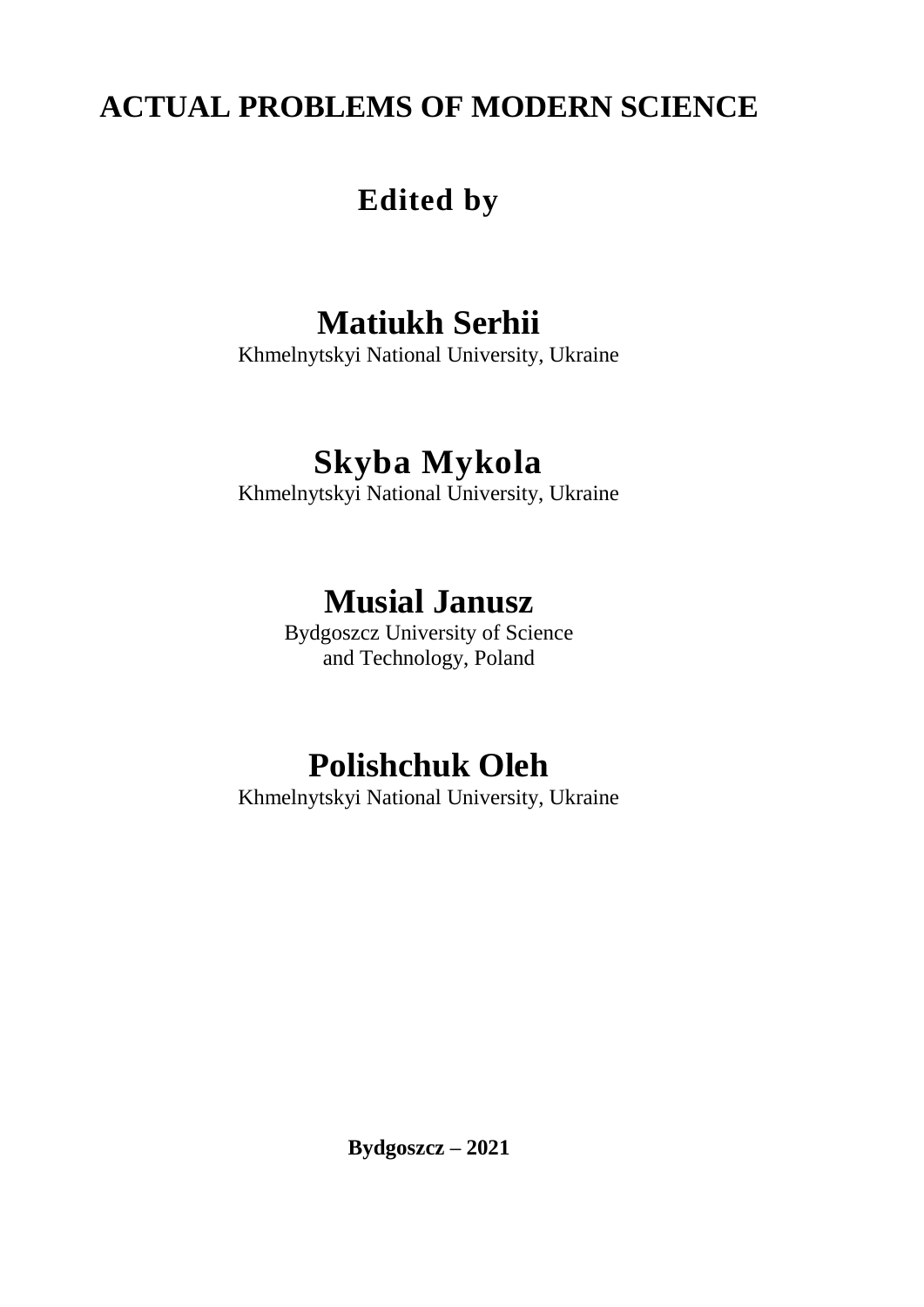# ACTUAL PROBLEMS OF MODERN SCIENCE

## Edited by

## Matiukh Serhii

Khmelnytskyi National University, Ukraine

## Skyba Mykola

Khmelnytskyi National University, Ukraine

## Musial Janusz

Bydgoszcz University of Science
and Technology, Poland

## Polishchuk Oleh

Khmelnytskyi National University, Ukraine

**Bydgoszcz – 2021**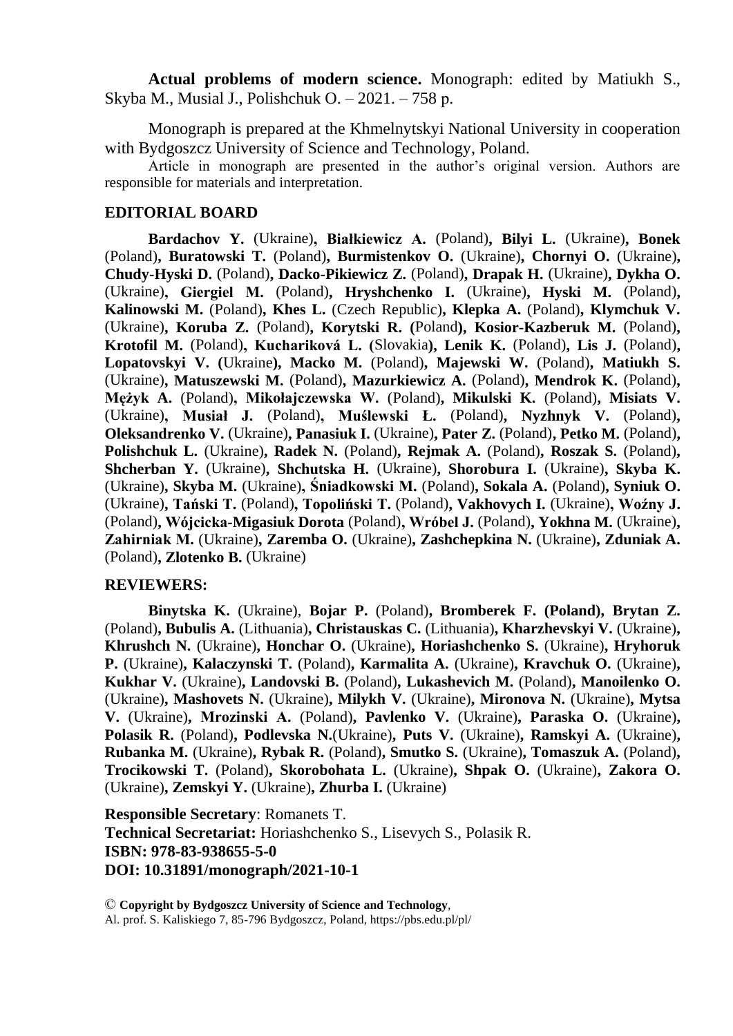**Actual problems of modern science.** Monograph: edited by Matiukh S., Skyba M., Musial J., Polishchuk O. – 2021. – 758 p.

Monograph is prepared at the Khmelnytskyi National University in cooperation with Bydgoszcz University of Science and Technology, Poland.

Article in monograph are presented in the author's original version. Authors are responsible for materials and interpretation.

## EDITORIAL BOARD

**Bardachov Y.** (Ukraine), **Białkiewicz A.** (Poland), **Bilyi L.** (Ukraine), **Bonek** (Poland), **Buratowski T.** (Poland), **Burmistenkov O.** (Ukraine), **Chornyi O.** (Ukraine), **Chudy-Hyski D.** (Poland), **Dacko-Pikiewicz Z.** (Poland), **Drapak H.** (Ukraine), **Dykha O.** (Ukraine), **Giergiel M.** (Poland), **Hryshchenko I.** (Ukraine), **Hyski M.** (Poland), **Kalinowski M.** (Poland), **Khes L.** (Czech Republic), **Klepka A.** (Poland), **Klymchuk V.** (Ukraine), **Koruba Z.** (Poland), **Korytski R.** (Poland), **Kosior-Kazberuk M.** (Poland), **Krotofil M.** (Poland), **Kuchariková L.** (Slovakia), **Lenik K.** (Poland), **Lis J.** (Poland), **Lopatovskyi V.** (Ukraine), **Macko M.** (Poland), **Majewski W.** (Poland), **Matiukh S.** (Ukraine), **Matuszewski M.** (Poland), **Mazurkiewicz A.** (Poland), **Mendrok K.** (Poland), **Mężyk A.** (Poland), **Mikołajczewska W.** (Poland), **Mikulski K.** (Poland), **Misiats V.** (Ukraine), **Musiał J.** (Poland), **Muślewski Ł.** (Poland), **Nyzhnyk V.** (Poland), **Oleksandrenko V.** (Ukraine), **Panasiuk I.** (Ukraine), **Pater Z.** (Poland), **Petko M.** (Poland), **Polishchuk L.** (Ukraine), **Radek N.** (Poland), **Rejmak A.** (Poland), **Roszak S.** (Poland), **Shcherban Y.** (Ukraine), **Shchutska H.** (Ukraine), **Shorobura I.** (Ukraine), **Skyba K.** (Ukraine), **Skyba M.** (Ukraine), **Śniadkowski M.** (Poland), **Sokala A.** (Poland), **Syniuk O.** (Ukraine), **Tański T.** (Poland), **Topoliński T.** (Poland), **Vakhovych I.** (Ukraine), **Woźny J.** (Poland), **Wójcicka-Migasiuk Dorota** (Poland), **Wróbel J.** (Poland), **Yokhna M.** (Ukraine), **Zahirniak M.** (Ukraine), **Zaremba O.** (Ukraine), **Zashchepkina N.** (Ukraine), **Zduniak A.** (Poland), **Zlotenko B.** (Ukraine)

## REVIEWERS:

**Binytska K.** (Ukraine), **Bojar P.** (Poland), **Bromberek F. (Poland), Brytan Z.** (Poland), **Bubulis A.** (Lithuania), **Christauskas C.** (Lithuania), **Kharzhevskyi V.** (Ukraine), **Khrushch N.** (Ukraine), **Honchar O.** (Ukraine), **Horiashchenko S.** (Ukraine), **Hryhoruk P.** (Ukraine), **Kalaczynski T.** (Poland), **Karmalita A.** (Ukraine), **Kravchuk O.** (Ukraine), **Kukhar V.** (Ukraine), **Landovski B.** (Poland), **Lukashevich M.** (Poland), **Manoilenko O.** (Ukraine), **Mashovets N.** (Ukraine), **Milykh V.** (Ukraine), **Mironova N.** (Ukraine), **Mytsa V.** (Ukraine), **Mrozinski A.** (Poland), **Pavlenko V.** (Ukraine), **Paraska O.** (Ukraine), **Polasik R.** (Poland), **Podlevska N.**(Ukraine), **Puts V.** (Ukraine), **Ramskyi A.** (Ukraine), **Rubanka M.** (Ukraine), **Rybak R.** (Poland), **Smutko S.** (Ukraine), **Tomaszuk A.** (Poland), **Trocikowski T.** (Poland), **Skorobohata L.** (Ukraine), **Shpak O.** (Ukraine), **Zakora O.** (Ukraine), **Zemskyi Y.** (Ukraine), **Zhurba I.** (Ukraine)

**Responsible Secretary**: Romanets T.
**Technical Secretariat:** Horiashchenko S., Lisevych S., Polasik R.
**ISBN: 978-83-938655-5-0**
**DOI: 10.31891/monograph/2021-10-1**

© **Copyright by Bydgoszcz University of Science and Technology**,
Al. prof. S. Kaliskiego 7, 85-796 Bydgoszcz, Poland, https://pbs.edu.pl/pl/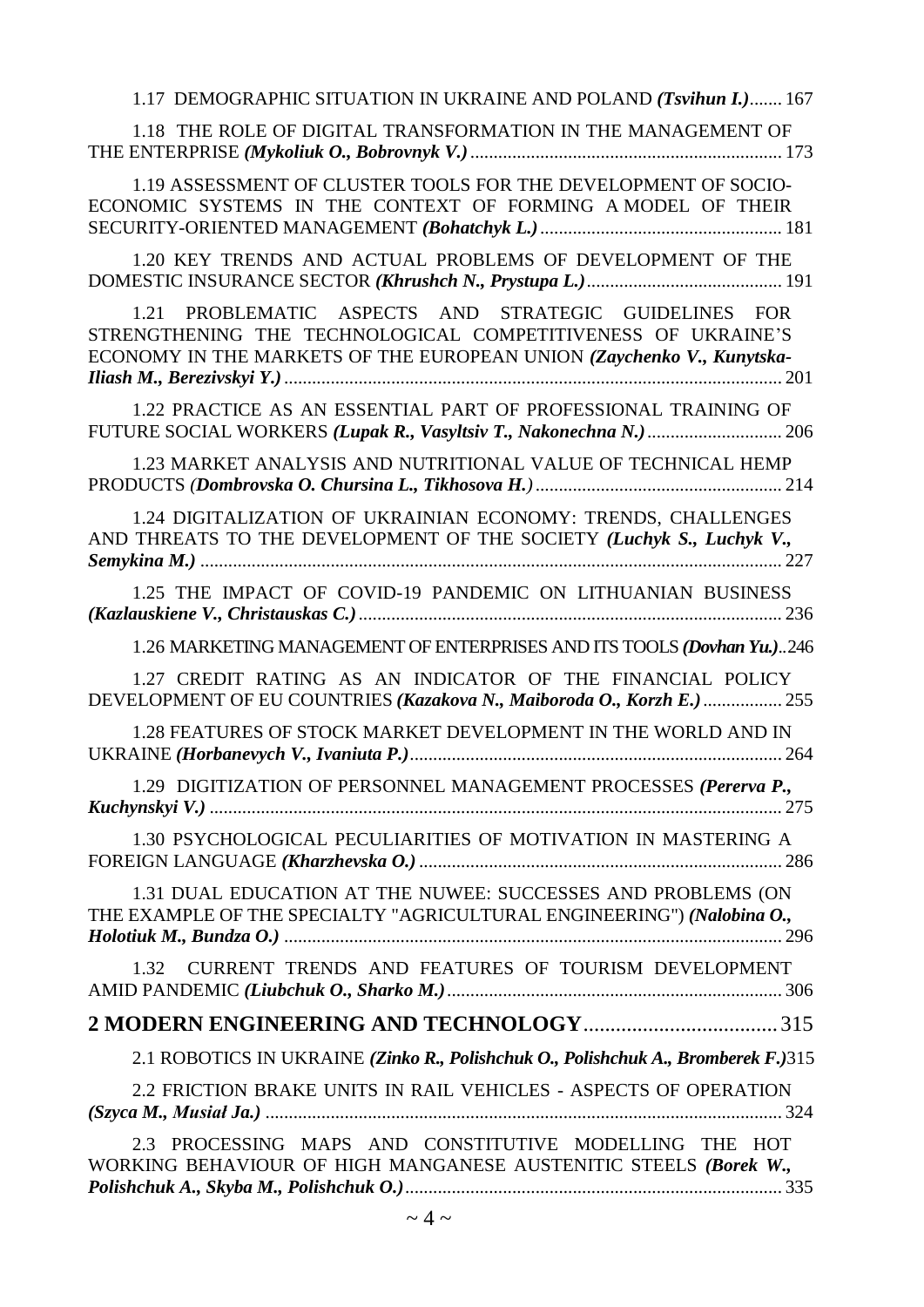1.17 DEMOGRAPHIC SITUATION IN UKRAINE AND POLAND ***(Tsvihun I.)*** ....... 167

1.18 THE ROLE OF DIGITAL TRANSFORMATION IN THE MANAGEMENT OF THE ENTERPRISE ***(Mykoliuk O., Bobrovnyk V.)*** ....... 173

1.19 ASSESSMENT OF CLUSTER TOOLS FOR THE DEVELOPMENT OF SOCIO-ECONOMIC SYSTEMS IN THE CONTEXT OF FORMING A MODEL OF THEIR SECURITY-ORIENTED MANAGEMENT ***(Bohatchyk L.)*** ....... 181

1.20 KEY TRENDS AND ACTUAL PROBLEMS OF DEVELOPMENT OF THE DOMESTIC INSURANCE SECTOR ***(Khrushch N., Prystupa L.)*** ....... 191

1.21 PROBLEMATIC ASPECTS AND STRATEGIC GUIDELINES FOR STRENGTHENING THE TECHNOLOGICAL COMPETITIVENESS OF UKRAINE'S ECONOMY IN THE MARKETS OF THE EUROPEAN UNION ***(Zaychenko V., Kunytska-Iliash M., Berezivskyi Y.)*** ....... 201

1.22 PRACTICE AS AN ESSENTIAL PART OF PROFESSIONAL TRAINING OF FUTURE SOCIAL WORKERS ***(Lupak R., Vasyltsiv T., Nakonechna N.)*** ....... 206

1.23 MARKET ANALYSIS AND NUTRITIONAL VALUE OF TECHNICAL HEMP PRODUCTS ***(Dombrovska O. Chursina L., Tikhosova H.)*** ....... 214

1.24 DIGITALIZATION OF UKRAINIAN ECONOMY: TRENDS, CHALLENGES AND THREATS TO THE DEVELOPMENT OF THE SOCIETY ***(Luchyk S., Luchyk V., Semykina M.)*** ....... 227

1.25 THE IMPACT OF COVID-19 PANDEMIC ON LITHUANIAN BUSINESS ***(Kazlauskiene V., Christauskas C.)*** ....... 236

1.26 MARKETING MANAGEMENT OF ENTERPRISES AND ITS TOOLS ***(Dovhan Yu.)*** .. 246

1.27 CREDIT RATING AS AN INDICATOR OF THE FINANCIAL POLICY DEVELOPMENT OF EU COUNTRIES ***(Kazakova N., Maiboroda O., Korzh E.)*** ....... 255

1.28 FEATURES OF STOCK MARKET DEVELOPMENT IN THE WORLD AND IN UKRAINE ***(Horbanevych V., Ivaniuta P.)*** ....... 264

1.29 DIGITIZATION OF PERSONNEL MANAGEMENT PROCESSES ***(Pererva P., Kuchynskyi V.)*** ....... 275

1.30 PSYCHOLOGICAL PECULIARITIES OF MOTIVATION IN MASTERING A FOREIGN LANGUAGE ***(Kharzhevska O.)*** ....... 286

1.31 DUAL EDUCATION AT THE NUWEE: SUCCESSES AND PROBLEMS (ON THE EXAMPLE OF THE SPECIALTY "AGRICULTURAL ENGINEERING") ***(Nalobina O., Holotiuk M., Bundza O.)*** ....... 296

1.32 CURRENT TRENDS AND FEATURES OF TOURISM DEVELOPMENT AMID PANDEMIC ***(Liubchuk O., Sharko M.)*** ....... 306

**2 MODERN ENGINEERING AND TECHNOLOGY** ....... 315

2.1 ROBOTICS IN UKRAINE ***(Zinko R., Polishchuk O., Polishchuk A., Bromberek F.)*** 315

2.2 FRICTION BRAKE UNITS IN RAIL VEHICLES - ASPECTS OF OPERATION ***(Szyca M., Musiał Ja.)*** ....... 324

2.3 PROCESSING MAPS AND CONSTITUTIVE MODELLING THE HOT WORKING BEHAVIOUR OF HIGH MANGANESE AUSTENITIC STEELS ***(Borek W., Polishchuk A., Skyba M., Polishchuk O.)*** ....... 335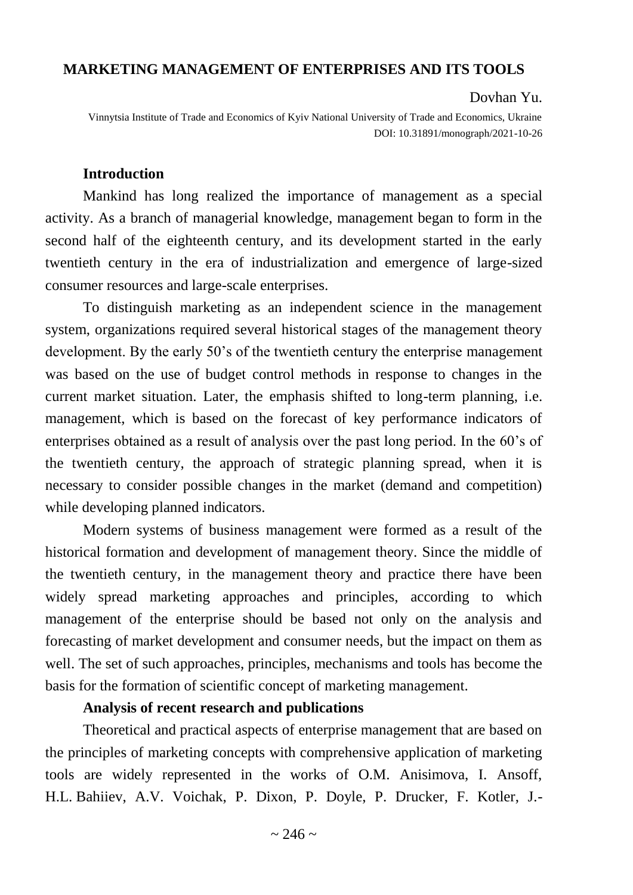# MARKETING MANAGEMENT OF ENTERPRISES AND ITS TOOLS

Dovhan Yu.

Vinnytsia Institute of Trade and Economics of Kyiv National University of Trade and Economics, Ukraine
DOI: 10.31891/monograph/2021-10-26

## Introduction

Mankind has long realized the importance of management as a special activity. As a branch of managerial knowledge, management began to form in the second half of the eighteenth century, and its development started in the early twentieth century in the era of industrialization and emergence of large-sized consumer resources and large-scale enterprises.

To distinguish marketing as an independent science in the management system, organizations required several historical stages of the management theory development. By the early 50's of the twentieth century the enterprise management was based on the use of budget control methods in response to changes in the current market situation. Later, the emphasis shifted to long-term planning, i.e. management, which is based on the forecast of key performance indicators of enterprises obtained as a result of analysis over the past long period. In the 60's of the twentieth century, the approach of strategic planning spread, when it is necessary to consider possible changes in the market (demand and competition) while developing planned indicators.

Modern systems of business management were formed as a result of the historical formation and development of management theory. Since the middle of the twentieth century, in the management theory and practice there have been widely spread marketing approaches and principles, according to which management of the enterprise should be based not only on the analysis and forecasting of market development and consumer needs, but the impact on them as well. The set of such approaches, principles, mechanisms and tools has become the basis for the formation of scientific concept of marketing management.

## Analysis of recent research and publications

Theoretical and practical aspects of enterprise management that are based on the principles of marketing concepts with comprehensive application of marketing tools are widely represented in the works of O.M. Anisimova, I. Ansoff, H.L. Bahiiev, A.V. Voichak, P. Dixon, P. Doyle, P. Drucker, F. Kotler, J.-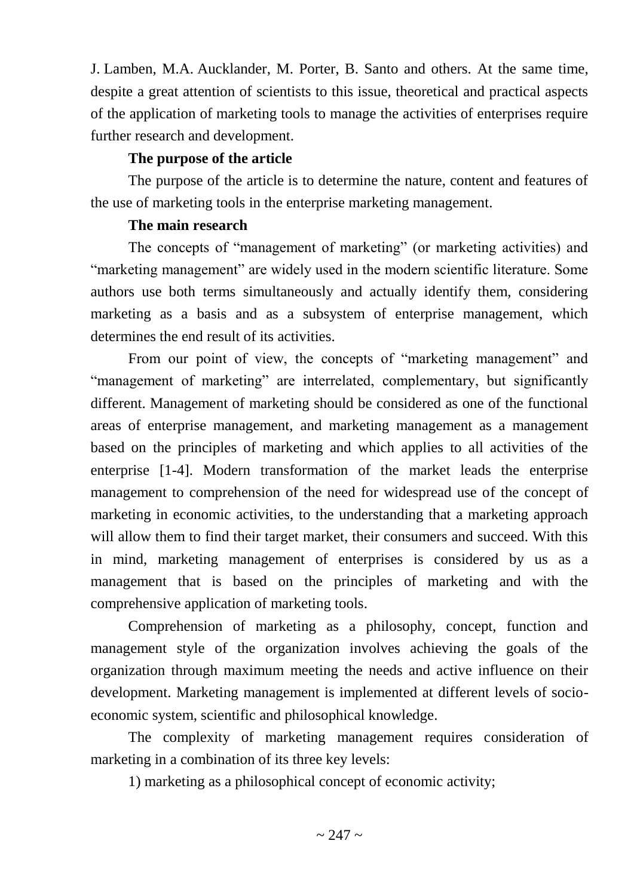J. Lamben, M.A. Aucklander, M. Porter, B. Santo and others. At the same time, despite a great attention of scientists to this issue, theoretical and practical aspects of the application of marketing tools to manage the activities of enterprises require further research and development.

**The purpose of the article**

The purpose of the article is to determine the nature, content and features of the use of marketing tools in the enterprise marketing management.

**The main research**

The concepts of "management of marketing" (or marketing activities) and "marketing management" are widely used in the modern scientific literature. Some authors use both terms simultaneously and actually identify them, considering marketing as a basis and as a subsystem of enterprise management, which determines the end result of its activities.

From our point of view, the concepts of "marketing management" and "management of marketing" are interrelated, complementary, but significantly different. Management of marketing should be considered as one of the functional areas of enterprise management, and marketing management as a management based on the principles of marketing and which applies to all activities of the enterprise [1-4]. Modern transformation of the market leads the enterprise management to comprehension of the need for widespread use of the concept of marketing in economic activities, to the understanding that a marketing approach will allow them to find their target market, their consumers and succeed. With this in mind, marketing management of enterprises is considered by us as a management that is based on the principles of marketing and with the comprehensive application of marketing tools.

Comprehension of marketing as a philosophy, concept, function and management style of the organization involves achieving the goals of the organization through maximum meeting the needs and active influence on their development. Marketing management is implemented at different levels of socio-economic system, scientific and philosophical knowledge.

The complexity of marketing management requires consideration of marketing in a combination of its three key levels:

1) marketing as a philosophical concept of economic activity;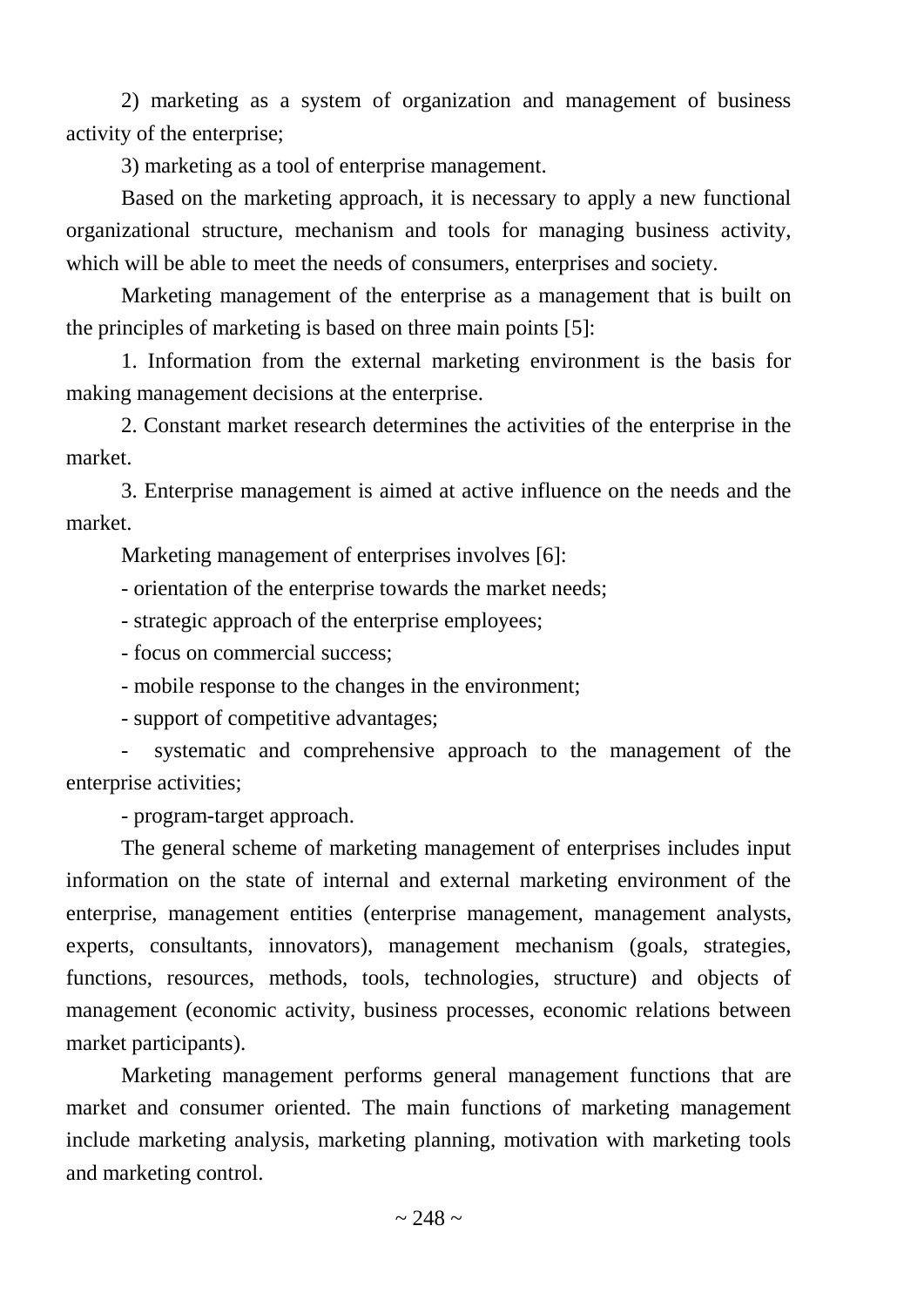2) marketing as a system of organization and management of business activity of the enterprise;

3) marketing as a tool of enterprise management.

Based on the marketing approach, it is necessary to apply a new functional organizational structure, mechanism and tools for managing business activity, which will be able to meet the needs of consumers, enterprises and society.

Marketing management of the enterprise as a management that is built on the principles of marketing is based on three main points [5]:

1. Information from the external marketing environment is the basis for making management decisions at the enterprise.

2. Constant market research determines the activities of the enterprise in the market.

3. Enterprise management is aimed at active influence on the needs and the market.

Marketing management of enterprises involves [6]:

- orientation of the enterprise towards the market needs;
- strategic approach of the enterprise employees;
- focus on commercial success;
- mobile response to the changes in the environment;
- support of competitive advantages;
- systematic and comprehensive approach to the management of the enterprise activities;
- program-target approach.

The general scheme of marketing management of enterprises includes input information on the state of internal and external marketing environment of the enterprise, management entities (enterprise management, management analysts, experts, consultants, innovators), management mechanism (goals, strategies, functions, resources, methods, tools, technologies, structure) and objects of management (economic activity, business processes, economic relations between market participants).

Marketing management performs general management functions that are market and consumer oriented. The main functions of marketing management include marketing analysis, marketing planning, motivation with marketing tools and marketing control.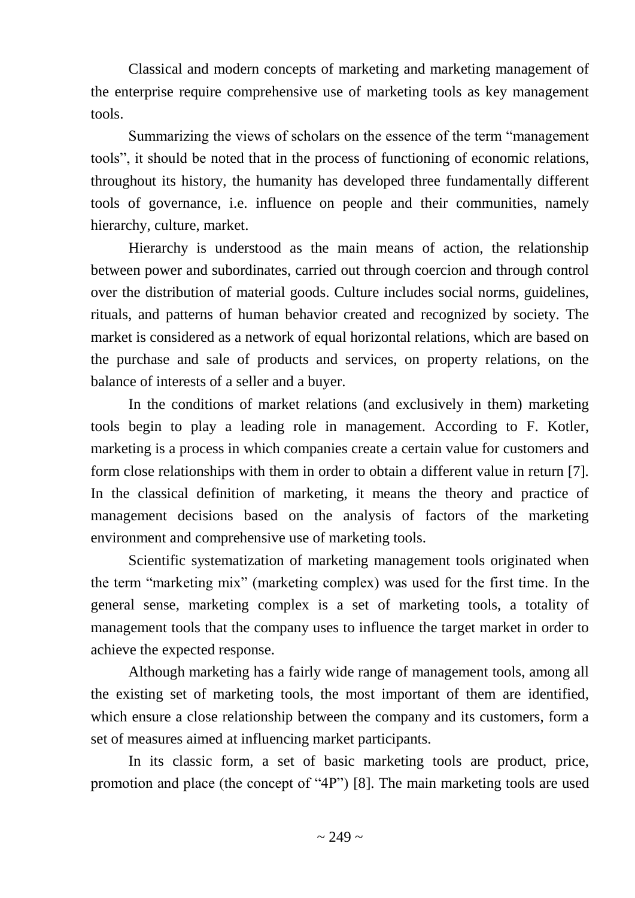Classical and modern concepts of marketing and marketing management of the enterprise require comprehensive use of marketing tools as key management tools.

Summarizing the views of scholars on the essence of the term "management tools", it should be noted that in the process of functioning of economic relations, throughout its history, the humanity has developed three fundamentally different tools of governance, i.e. influence on people and their communities, namely hierarchy, culture, market.

Hierarchy is understood as the main means of action, the relationship between power and subordinates, carried out through coercion and through control over the distribution of material goods. Culture includes social norms, guidelines, rituals, and patterns of human behavior created and recognized by society. The market is considered as a network of equal horizontal relations, which are based on the purchase and sale of products and services, on property relations, on the balance of interests of a seller and a buyer.

In the conditions of market relations (and exclusively in them) marketing tools begin to play a leading role in management. According to F. Kotler, marketing is a process in which companies create a certain value for customers and form close relationships with them in order to obtain a different value in return [7]. In the classical definition of marketing, it means the theory and practice of management decisions based on the analysis of factors of the marketing environment and comprehensive use of marketing tools.

Scientific systematization of marketing management tools originated when the term "marketing mix" (marketing complex) was used for the first time. In the general sense, marketing complex is a set of marketing tools, a totality of management tools that the company uses to influence the target market in order to achieve the expected response.

Although marketing has a fairly wide range of management tools, among all the existing set of marketing tools, the most important of them are identified, which ensure a close relationship between the company and its customers, form a set of measures aimed at influencing market participants.

In its classic form, a set of basic marketing tools are product, price, promotion and place (the concept of "4P") [8]. The main marketing tools are used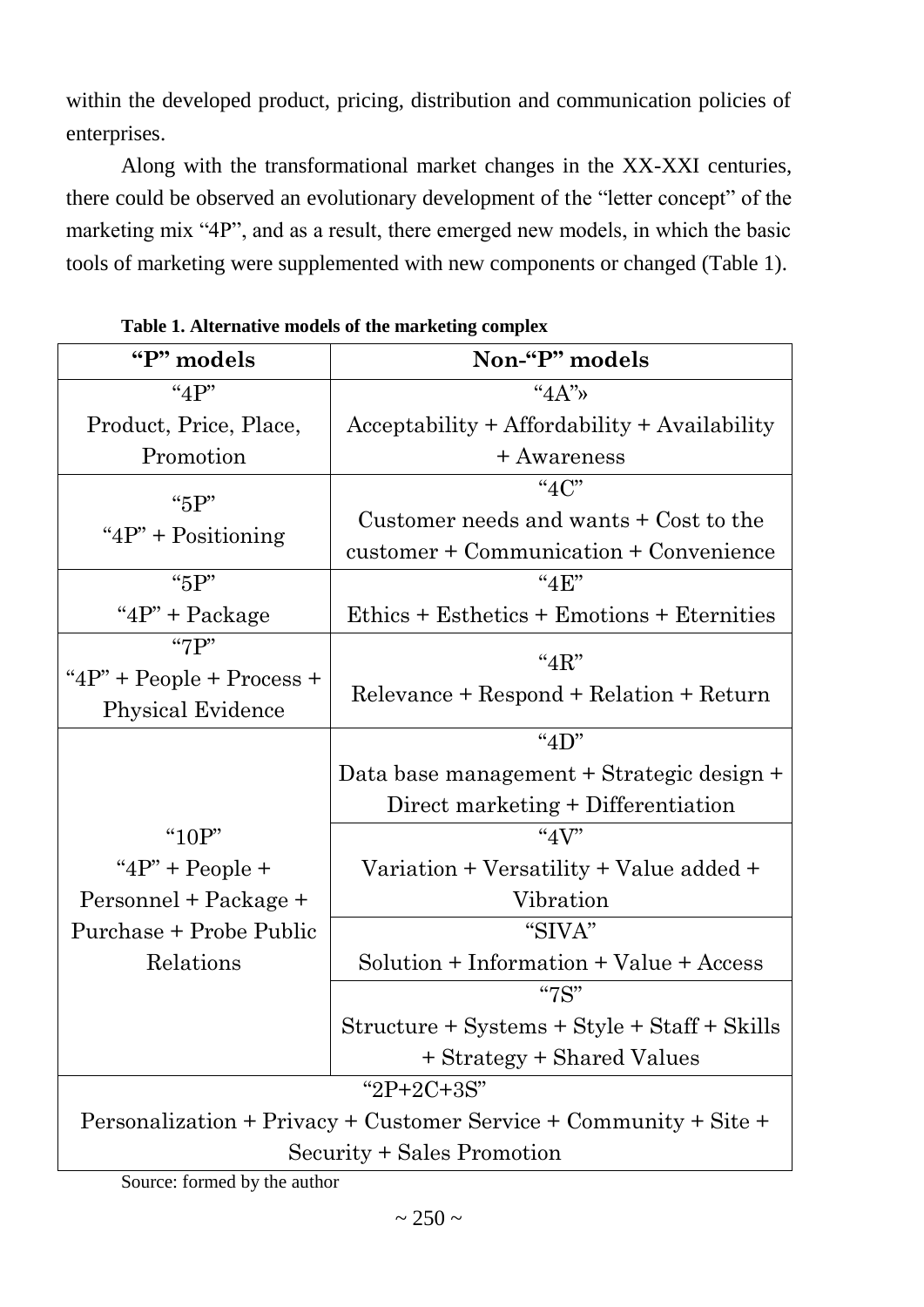within the developed product, pricing, distribution and communication policies of enterprises.

Along with the transformational market changes in the XX-XXI centuries, there could be observed an evolutionary development of the "letter concept" of the marketing mix "4P", and as a result, there emerged new models, in which the basic tools of marketing were supplemented with new components or changed (Table 1).

**Table 1. Alternative models of the marketing complex**

| "P" models | Non-"P" models |
|---|---|
| "4P"<br>Product, Price, Place, Promotion | "4A"»<br>Acceptability + Affordability + Availability + Awareness |
| "5P"<br>"4P" + Positioning | "4C"<br>Customer needs and wants + Cost to the customer + Communication + Convenience |
| "5P"<br>"4P" + Package | "4E"<br>Ethics + Esthetics + Emotions + Eternities |
| "7P"<br>"4P" + People + Process + Physical Evidence | "4R"<br>Relevance + Respond + Relation + Return |
| "10P"<br>"4P" + People + Personnel + Package + Purchase + Probe Public Relations | "4D"<br>Data base management + Strategic design + Direct marketing + Differentiation |
| | "4V"<br>Variation + Versatility + Value added + Vibration |
| | "SIVA"<br>Solution + Information + Value + Access |
| | "7S"<br>Structure + Systems + Style + Staff + Skills + Strategy + Shared Values |
| "2P+2C+3S"<br>Personalization + Privacy + Customer Service + Community + Site + Security + Sales Promotion | |

Source: formed by the author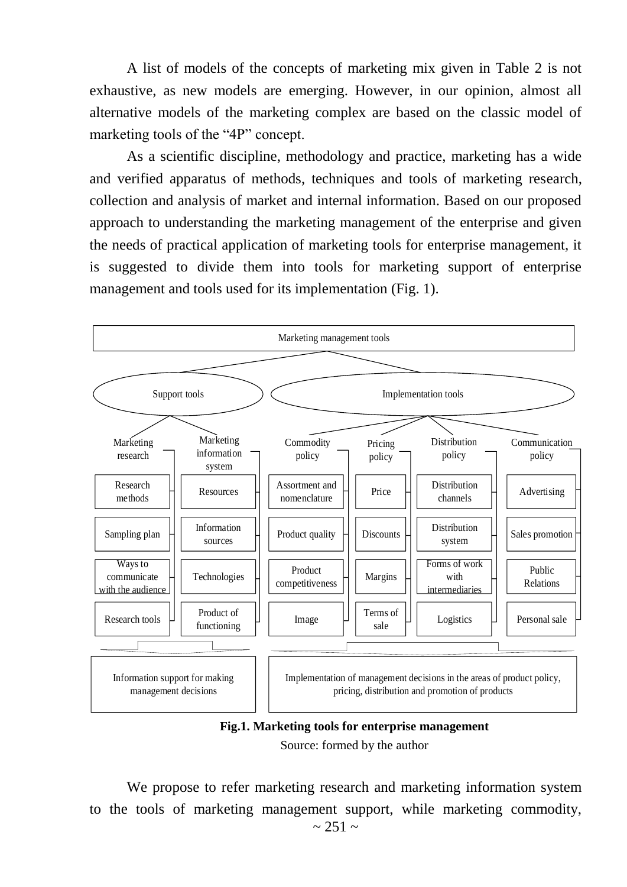A list of models of the concepts of marketing mix given in Table 2 is not exhaustive, as new models are emerging. However, in our opinion, almost all alternative models of the marketing complex are based on the classic model of marketing tools of the "4P" concept.

As a scientific discipline, methodology and practice, marketing has a wide and verified apparatus of methods, techniques and tools of marketing research, collection and analysis of market and internal information. Based on our proposed approach to understanding the marketing management of the enterprise and given the needs of practical application of marketing tools for enterprise management, it is suggested to divide them into tools for marketing support of enterprise management and tools used for its implementation (Fig. 1).

Marketing management tools

- Support tools
  - Marketing research
    - Research methods
    - Sampling plan
    - Ways to communicate with the audience
    - Research tools
  - Marketing information system
    - Resources
    - Information sources
    - Technologies
    - Product of functioning
  - → Information support for making management decisions
- Implementation tools
  - Commodity policy
    - Assortment and nomenclature
    - Product quality
    - Product competitiveness
    - Image
  - Pricing policy
    - Price
    - Discounts
    - Margins
    - Terms of sale
  - Distribution policy
    - Distribution channels
    - Distribution system
    - Forms of work with intermediaries
    - Logistics
  - Communication policy
    - Advertising
    - Sales promotion
    - Public Relations
    - Personal sale
  - → Implementation of management decisions in the areas of product policy, pricing, distribution and promotion of products

**Fig.1. Marketing tools for enterprise management**

Source: formed by the author

We propose to refer marketing research and marketing information system to the tools of marketing management support, while marketing commodity,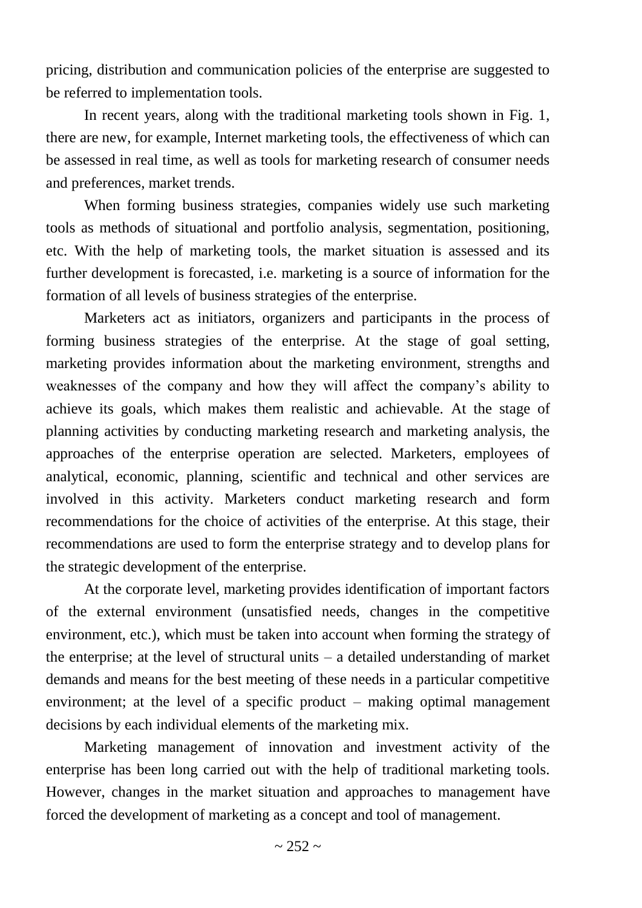pricing, distribution and communication policies of the enterprise are suggested to be referred to implementation tools.

In recent years, along with the traditional marketing tools shown in Fig. 1, there are new, for example, Internet marketing tools, the effectiveness of which can be assessed in real time, as well as tools for marketing research of consumer needs and preferences, market trends.

When forming business strategies, companies widely use such marketing tools as methods of situational and portfolio analysis, segmentation, positioning, etc. With the help of marketing tools, the market situation is assessed and its further development is forecasted, i.e. marketing is a source of information for the formation of all levels of business strategies of the enterprise.

Marketers act as initiators, organizers and participants in the process of forming business strategies of the enterprise. At the stage of goal setting, marketing provides information about the marketing environment, strengths and weaknesses of the company and how they will affect the company's ability to achieve its goals, which makes them realistic and achievable. At the stage of planning activities by conducting marketing research and marketing analysis, the approaches of the enterprise operation are selected. Marketers, employees of analytical, economic, planning, scientific and technical and other services are involved in this activity. Marketers conduct marketing research and form recommendations for the choice of activities of the enterprise. At this stage, their recommendations are used to form the enterprise strategy and to develop plans for the strategic development of the enterprise.

At the corporate level, marketing provides identification of important factors of the external environment (unsatisfied needs, changes in the competitive environment, etc.), which must be taken into account when forming the strategy of the enterprise; at the level of structural units – a detailed understanding of market demands and means for the best meeting of these needs in a particular competitive environment; at the level of a specific product – making optimal management decisions by each individual elements of the marketing mix.

Marketing management of innovation and investment activity of the enterprise has been long carried out with the help of traditional marketing tools. However, changes in the market situation and approaches to management have forced the development of marketing as a concept and tool of management.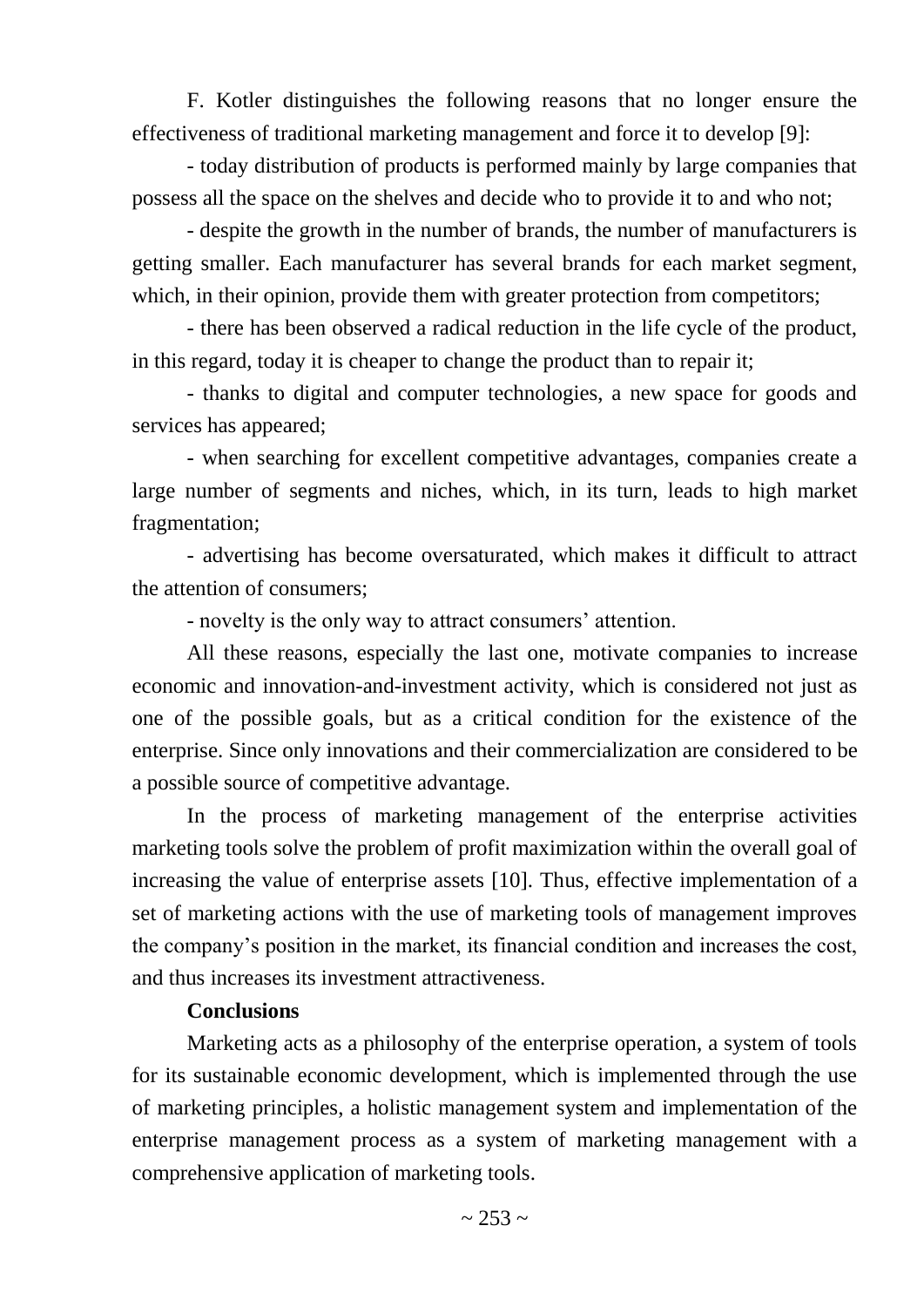F. Kotler distinguishes the following reasons that no longer ensure the effectiveness of traditional marketing management and force it to develop [9]:

- today distribution of products is performed mainly by large companies that possess all the space on the shelves and decide who to provide it to and who not;
- despite the growth in the number of brands, the number of manufacturers is getting smaller. Each manufacturer has several brands for each market segment, which, in their opinion, provide them with greater protection from competitors;
- there has been observed a radical reduction in the life cycle of the product, in this regard, today it is cheaper to change the product than to repair it;
- thanks to digital and computer technologies, a new space for goods and services has appeared;
- when searching for excellent competitive advantages, companies create a large number of segments and niches, which, in its turn, leads to high market fragmentation;
- advertising has become oversaturated, which makes it difficult to attract the attention of consumers;
- novelty is the only way to attract consumers' attention.

All these reasons, especially the last one, motivate companies to increase economic and innovation-and-investment activity, which is considered not just as one of the possible goals, but as a critical condition for the existence of the enterprise. Since only innovations and their commercialization are considered to be a possible source of competitive advantage.

In the process of marketing management of the enterprise activities marketing tools solve the problem of profit maximization within the overall goal of increasing the value of enterprise assets [10]. Thus, effective implementation of a set of marketing actions with the use of marketing tools of management improves the company's position in the market, its financial condition and increases the cost, and thus increases its investment attractiveness.

**Conclusions**

Marketing acts as a philosophy of the enterprise operation, a system of tools for its sustainable economic development, which is implemented through the use of marketing principles, a holistic management system and implementation of the enterprise management process as a system of marketing management with a comprehensive application of marketing tools.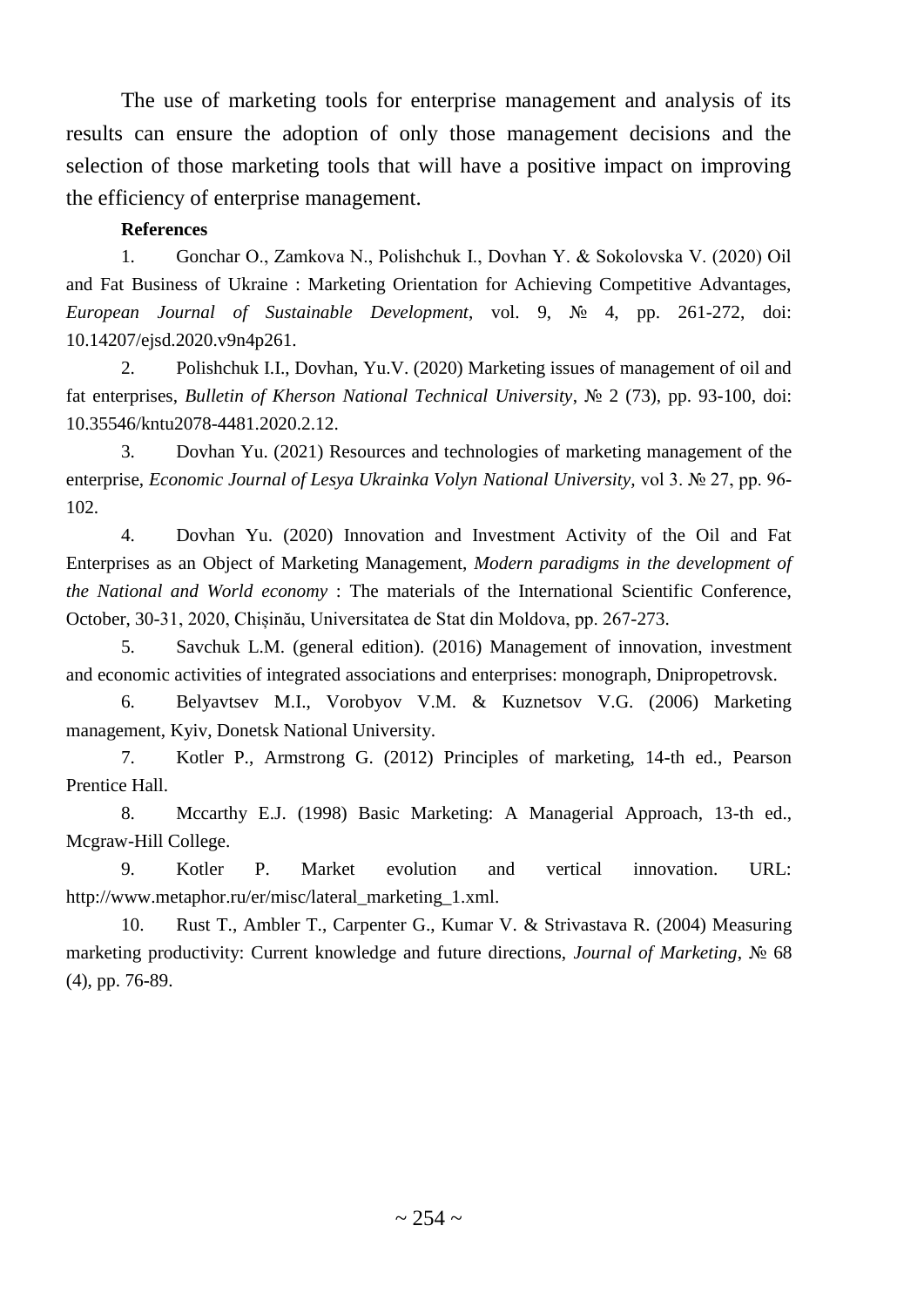The use of marketing tools for enterprise management and analysis of its results can ensure the adoption of only those management decisions and the selection of those marketing tools that will have a positive impact on improving the efficiency of enterprise management.

**References**

1. Gonchar O., Zamkova N., Polishchuk I., Dovhan Y. & Sokolovska V. (2020) Oil and Fat Business of Ukraine : Marketing Orientation for Achieving Competitive Advantages, *European Journal of Sustainable Development*, vol. 9, № 4, pp. 261-272, doi: 10.14207/ejsd.2020.v9n4p261.

2. Polishchuk I.I., Dovhan, Yu.V. (2020) Marketing issues of management of oil and fat enterprises, *Bulletin of Kherson National Technical University*, № 2 (73), pp. 93-100, doi: 10.35546/kntu2078-4481.2020.2.12.

3. Dovhan Yu. (2021) Resources and technologies of marketing management of the enterprise, *Economic Journal of Lesya Ukrainka Volyn National University,* vol 3. № 27, pp. 96-102.

4. Dovhan Yu. (2020) Innovation and Investment Activity of the Oil and Fat Enterprises as an Object of Marketing Management, *Modern paradigms in the development of the National and World economy* : The materials of the International Scientific Conference, October, 30-31, 2020, Chișinău, Universitatea de Stat din Moldova, pp. 267-273.

5. Savchuk L.M. (general edition). (2016) Management of innovation, investment and economic activities of integrated associations and enterprises: monograph, Dnipropetrovsk.

6. Belyavtsev M.I., Vorobyov V.M. & Kuznetsov V.G. (2006) Marketing management, Kyiv, Donetsk National University.

7. Kotler P., Armstrong G. (2012) Principles of marketing, 14-th ed., Pearson Prentice Hall.

8. Mccarthy E.J. (1998) Basic Marketing: A Managerial Approach, 13-th ed., Mcgraw-Hill College.

9. Kotler P. Market evolution and vertical innovation. URL: http://www.metaphor.ru/er/misc/lateral_marketing_1.xml.

10. Rust T., Ambler T., Carpenter G., Kumar V. & Strivastava R. (2004) Measuring marketing productivity: Current knowledge and future directions, *Journal of Marketing*, № 68 (4), pp. 76-89.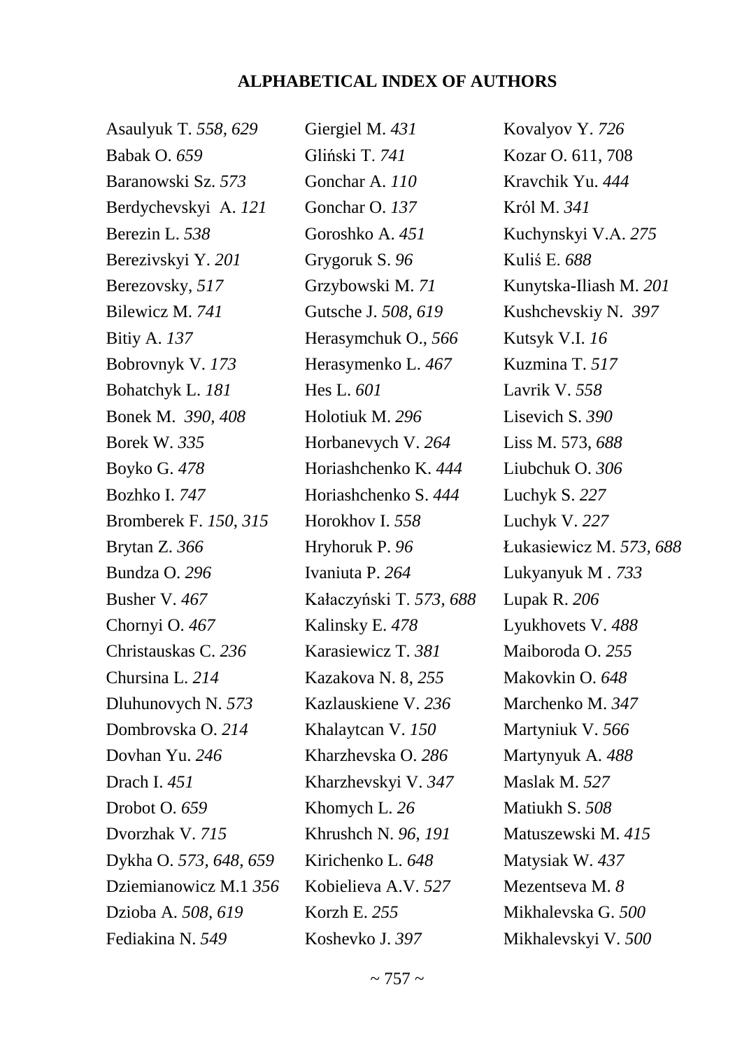**ALPHABETICAL INDEX OF AUTHORS**

Asaulyuk T. *558, 629*
Babak O. *659*
Baranowski Sz. *573*
Berdychevskyi A. *121*
Berezin L. *538*
Berezivskyi Y. *201*
Berezovsky, *517*
Bilewicz M. *741*
Bitiy A. *137*
Bobrovnyk V. *173*
Bohatchyk L. *181*
Bonek M. *390, 408*
Borek W. *335*
Boyko G. *478*
Bozhko I. *747*
Bromberek F. *150, 315*
Brytan Z. *366*
Bundza O. *296*
Busher V. *467*
Chornyi O. *467*
Christauskas C. *236*
Chursina L. *214*
Dluhunovych N. *573*
Dombrovska O. *214*
Dovhan Yu. *246*
Drach I. *451*
Drobot O. *659*
Dvorzhak V. *715*
Dykha O. *573, 648, 659*
Dziemianowicz M.1 *356*
Dzioba A. *508, 619*
Fediakina N. *549*
Giergiel M. *431*
Gliński T. *741*
Gonchar A. *110*
Gonchar O. *137*
Goroshko A. *451*
Grygoruk S. *96*
Grzybowski M. *71*
Gutsche J. *508, 619*
Herasymchuk O., *566*
Herasymenko L. *467*
Hes L. *601*
Holotiuk M. *296*
Horbanevych V. *264*
Horiashchenko K. *444*
Horiashchenko S. *444*
Horokhov I. *558*
Hryhoruk P. *96*
Ivaniuta P. *264*
Kałaczyński T. *573, 688*
Kalinsky E. *478*
Karasiewicz T. *381*
Kazakova N. 8, *255*
Kazlauskiene V. *236*
Khalaytcan V. *150*
Kharzhevska O. *286*
Kharzhevskyi V. *347*
Khomych L. *26*
Khrushch N. *96, 191*
Kirichenko L. *648*
Kobielieva A.V. *527*
Korzh E. *255*
Koshevko J. *397*
Kovalyov Y. *726*
Kozar O. 611, 708
Kravchik Yu. *444*
Król M. *341*
Kuchynskyi V.A. *275*
Kuliś E. *688*
Kunytska-Iliash M. *201*
Kushchevskiy N. *397*
Kutsyk V.I. *16*
Kuzmina T. *517*
Lavrik V. *558*
Lisevich S. *390*
Liss M. 573, *688*
Liubchuk O. *306*
Luchyk S. *227*
Luchyk V. *227*
Łukasiewicz M. *573, 688*
Lukyanyuk M . *733*
Lupak R. *206*
Lyukhovets V. *488*
Maiboroda O. *255*
Makovkin O. *648*
Marchenko M. *347*
Martyniuk V. *566*
Martynyuk A. *488*
Maslak M. *527*
Matiukh S. *508*
Matuszewski M. *415*
Matysiak W. *437*
Mezentseva M. *8*
Mikhalevska G. *500*
Mikhalevskyi V. *500*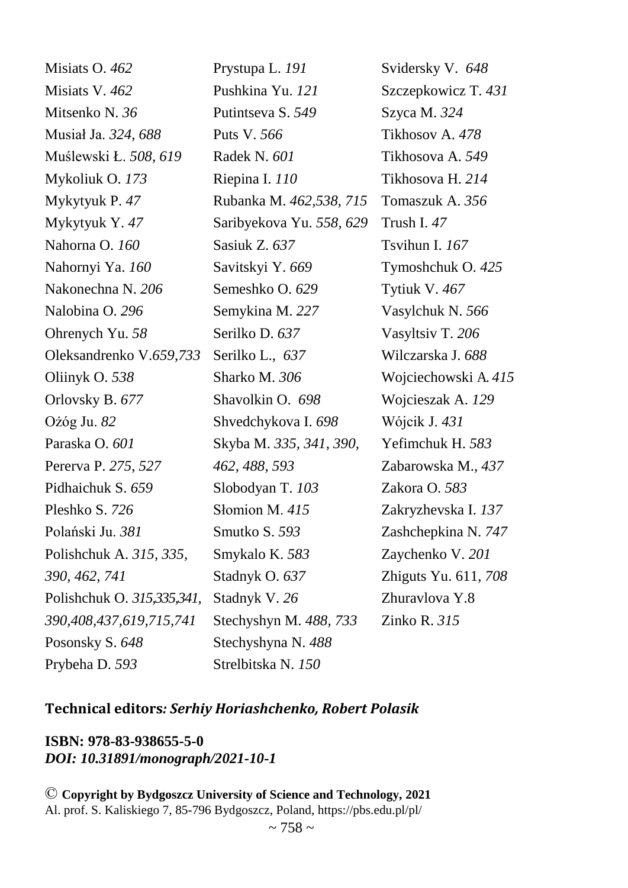Misiats O. *462*
Misiats V. *462*
Mitsenko N. *36*
Musiał Ja. *324, 688*
Muślewski Ł. *508, 619*
Mykoliuk O. *173*
Mykytyuk P. *47*
Mykytyuk Y. *47*
Nahorna O. *160*
Nahornyi Ya. *160*
Nakonechna N. *206*
Nalobina O. *296*
Ohrenych Yu. *58*
Oleksandrenko V.*659,733*
Oliinyk O. *538*
Orlovsky B. *677*
Ożóg Ju. *82*
Paraska O. *601*
Pererva P. *275, 527*
Pidhaichuk S. *659*
Pleshko S. *726*
Polański Ju. *381*
Polishchuk A. *315, 335, 390, 462, 741*
Polishchuk O. *315,335,341, 390,408,437,619,715,741*
Posonsky S. *648*
Prybeha D. *593*
Prystupa L. *191*
Pushkina Yu. *121*
Putintseva S. *549*
Puts V. *566*
Radek N. *601*
Riepina I. *110*
Rubanka M. *462,538, 715*
Saribyekova Yu. *558, 629*
Sasiuk Z. *637*
Savitskyi Y. *669*
Semeshko O. *629*
Semykina M. *227*
Serilko D. *637*
Serilko L., *637*
Sharko M. *306*
Shavolkin O. *698*
Shvedchykova I. *698*
Skyba M. *335, 341, 390, 462, 488, 593*
Slobodyan T. *103*
Słomion M. *415*
Smutko S. *593*
Smykalo K. *583*
Stadnyk O. *637*
Stadnyk V. *26*
Stechyshyn M. *488, 733*
Stechyshyna N. *488*
Strelbitska N. *150*
Svidersky V. *648*
Szczepkowicz T. *431*
Szyca M. *324*
Tikhosov A. *478*
Tikhosova A. *549*
Tikhosova H. *214*
Tomaszuk A. *356*
Trush I. *47*
Tsvihun I. *167*
Tymoshchuk O. *425*
Tytiuk V. *467*
Vasylchuk N. *566*
Vasyltsiv T. *206*
Wilczarska J. *688*
Wojciechowski A. *415*
Wojcieszak A. *129*
Wójcik J. *431*
Yefimchuk H. *583*
Zabarowska M., *437*
Zakora O. *583*
Zakryzhevska I. *137*
Zashchepkina N. *747*
Zaychenko V. *201*
Zhiguts Yu. 611, *708*
Zhuravlova Y.8
Zinko R. *315*

**Technical editors*: Serhiy Horiashchenko, Robert Polasik***

**ISBN: 978-83-938655-5-0**
***DOI: 10.31891/monograph/2021-10-1***

© **Copyright by Bydgoszcz University of Science and Technology, 2021**
Al. prof. S. Kaliskiego 7, 85-796 Bydgoszcz, Poland, https://pbs.edu.pl/pl/